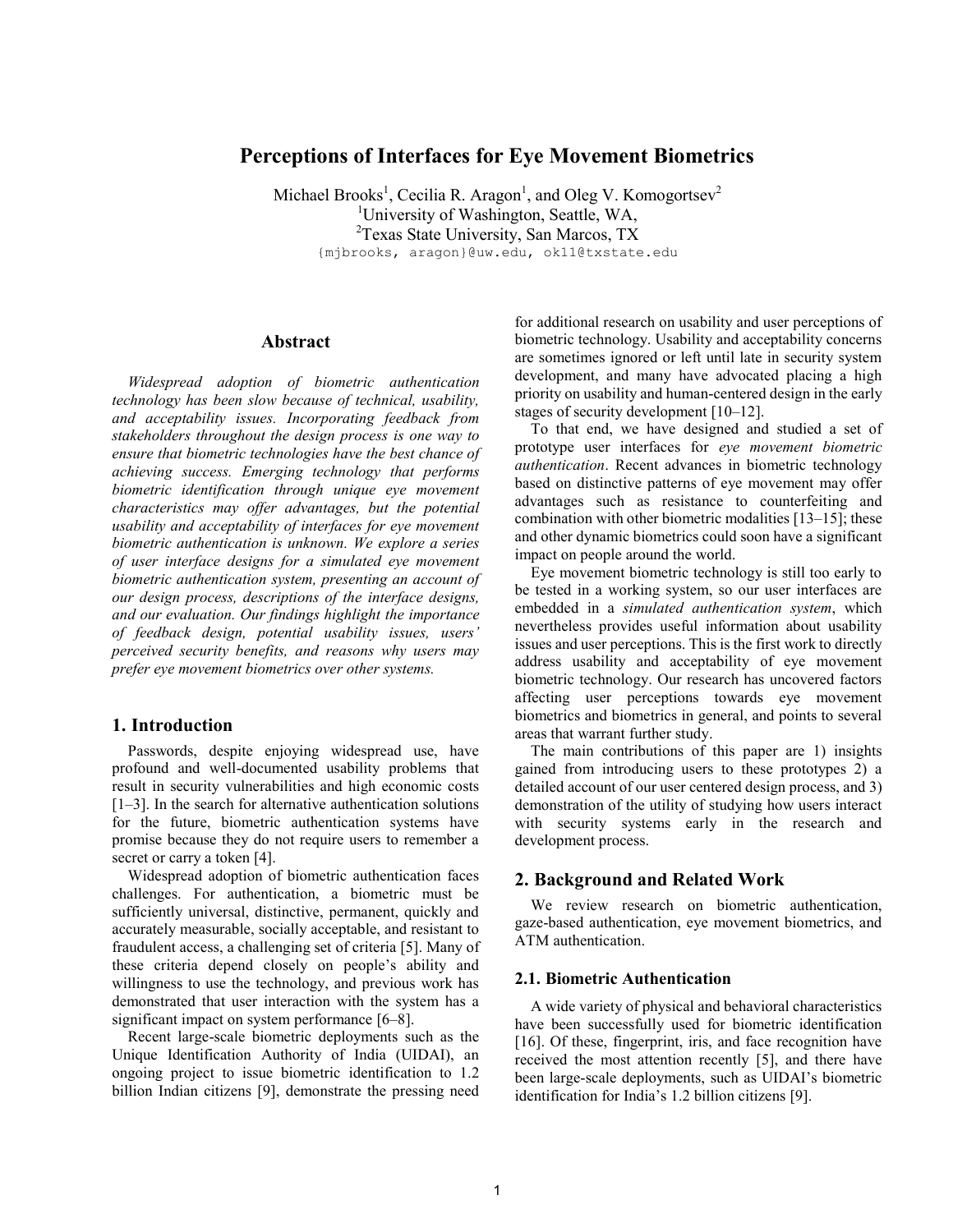# Perceptions of Interfaces for Eye Movement Biometrics

Michael Brooks[1], Cecilia R. Aragon[1], and Oleg V. Komogortsev[2]

[1]University of Washington, Seattle, WA,

[2]Texas State University, San Marcos, TX

{mjbrooks, aragon}@uw.edu, ok11@txstate.edu

## Abstract

*Widespread adoption of biometric authentication technology has been slow because of technical, usability, and acceptability issues. Incorporating feedback from stakeholders throughout the design process is one way to ensure that biometric technologies have the best chance of achieving success. Emerging technology that performs biometric identification through unique eye movement characteristics may offer advantages, but the potential usability and acceptability of interfaces for eye movement biometric authentication is unknown. We explore a series of user interface designs for a simulated eye movement biometric authentication system, presenting an account of our design process, descriptions of the interface designs, and our evaluation. Our findings highlight the importance of feedback design, potential usability issues, users' perceived security benefits, and reasons why users may prefer eye movement biometrics over other systems.*

## 1. Introduction

Passwords, despite enjoying widespread use, have profound and well-documented usability problems that result in security vulnerabilities and high economic costs [1–3]. In the search for alternative authentication solutions for the future, biometric authentication systems have promise because they do not require users to remember a secret or carry a token [4].

Widespread adoption of biometric authentication faces challenges. For authentication, a biometric must be sufficiently universal, distinctive, permanent, quickly and accurately measurable, socially acceptable, and resistant to fraudulent access, a challenging set of criteria [5]. Many of these criteria depend closely on people's ability and willingness to use the technology, and previous work has demonstrated that user interaction with the system has a significant impact on system performance [6–8].

Recent large-scale biometric deployments such as the Unique Identification Authority of India (UIDAI), an ongoing project to issue biometric identification to 1.2 billion Indian citizens [9], demonstrate the pressing need for additional research on usability and user perceptions of biometric technology. Usability and acceptability concerns are sometimes ignored or left until late in security system development, and many have advocated placing a high priority on usability and human-centered design in the early stages of security development [10–12].

To that end, we have designed and studied a set of prototype user interfaces for *eye movement biometric authentication*. Recent advances in biometric technology based on distinctive patterns of eye movement may offer advantages such as resistance to counterfeiting and combination with other biometric modalities [13–15]; these and other dynamic biometrics could soon have a significant impact on people around the world.

Eye movement biometric technology is still too early to be tested in a working system, so our user interfaces are embedded in a *simulated authentication system*, which nevertheless provides useful information about usability issues and user perceptions. This is the first work to directly address usability and acceptability of eye movement biometric technology. Our research has uncovered factors affecting user perceptions towards eye movement biometrics and biometrics in general, and points to several areas that warrant further study.

The main contributions of this paper are 1) insights gained from introducing users to these prototypes 2) a detailed account of our user centered design process, and 3) demonstration of the utility of studying how users interact with security systems early in the research and development process.

## 2. Background and Related Work

We review research on biometric authentication, gaze-based authentication, eye movement biometrics, and ATM authentication.

### 2.1. Biometric Authentication

A wide variety of physical and behavioral characteristics have been successfully used for biometric identification [16]. Of these, fingerprint, iris, and face recognition have received the most attention recently [5], and there have been large-scale deployments, such as UIDAI's biometric identification for India's 1.2 billion citizens [9].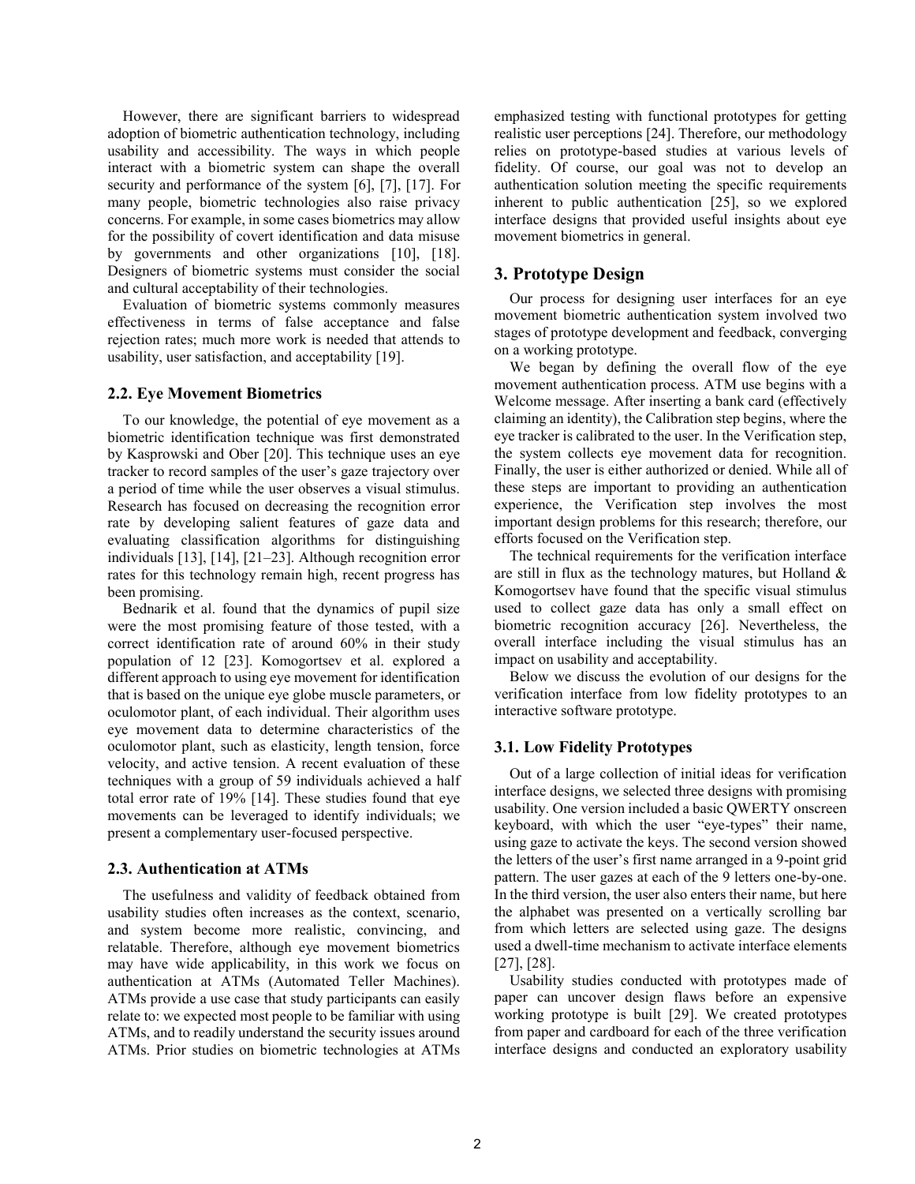However, there are significant barriers to widespread adoption of biometric authentication technology, including usability and accessibility. The ways in which people interact with a biometric system can shape the overall security and performance of the system [6], [7], [17]. For many people, biometric technologies also raise privacy concerns. For example, in some cases biometrics may allow for the possibility of covert identification and data misuse by governments and other organizations [10], [18]. Designers of biometric systems must consider the social and cultural acceptability of their technologies.

Evaluation of biometric systems commonly measures effectiveness in terms of false acceptance and false rejection rates; much more work is needed that attends to usability, user satisfaction, and acceptability [19].

### 2.2. Eye Movement Biometrics

To our knowledge, the potential of eye movement as a biometric identification technique was first demonstrated by Kasprowski and Ober [20]. This technique uses an eye tracker to record samples of the user's gaze trajectory over a period of time while the user observes a visual stimulus. Research has focused on decreasing the recognition error rate by developing salient features of gaze data and evaluating classification algorithms for distinguishing individuals [13], [14], [21–23]. Although recognition error rates for this technology remain high, recent progress has been promising.

Bednarik et al. found that the dynamics of pupil size were the most promising feature of those tested, with a correct identification rate of around 60% in their study population of 12 [23]. Komogortsev et al. explored a different approach to using eye movement for identification that is based on the unique eye globe muscle parameters, or oculomotor plant, of each individual. Their algorithm uses eye movement data to determine characteristics of the oculomotor plant, such as elasticity, length tension, force velocity, and active tension. A recent evaluation of these techniques with a group of 59 individuals achieved a half total error rate of 19% [14]. These studies found that eye movements can be leveraged to identify individuals; we present a complementary user-focused perspective.

### 2.3. Authentication at ATMs

The usefulness and validity of feedback obtained from usability studies often increases as the context, scenario, and system become more realistic, convincing, and relatable. Therefore, although eye movement biometrics may have wide applicability, in this work we focus on authentication at ATMs (Automated Teller Machines). ATMs provide a use case that study participants can easily relate to: we expected most people to be familiar with using ATMs, and to readily understand the security issues around ATMs. Prior studies on biometric technologies at ATMs emphasized testing with functional prototypes for getting realistic user perceptions [24]. Therefore, our methodology relies on prototype-based studies at various levels of fidelity. Of course, our goal was not to develop an authentication solution meeting the specific requirements inherent to public authentication [25], so we explored interface designs that provided useful insights about eye movement biometrics in general.

## 3. Prototype Design

Our process for designing user interfaces for an eye movement biometric authentication system involved two stages of prototype development and feedback, converging on a working prototype.

We began by defining the overall flow of the eye movement authentication process. ATM use begins with a Welcome message. After inserting a bank card (effectively claiming an identity), the Calibration step begins, where the eye tracker is calibrated to the user. In the Verification step, the system collects eye movement data for recognition. Finally, the user is either authorized or denied. While all of these steps are important to providing an authentication experience, the Verification step involves the most important design problems for this research; therefore, our efforts focused on the Verification step.

The technical requirements for the verification interface are still in flux as the technology matures, but Holland & Komogortsev have found that the specific visual stimulus used to collect gaze data has only a small effect on biometric recognition accuracy [26]. Nevertheless, the overall interface including the visual stimulus has an impact on usability and acceptability.

Below we discuss the evolution of our designs for the verification interface from low fidelity prototypes to an interactive software prototype.

### 3.1. Low Fidelity Prototypes

Out of a large collection of initial ideas for verification interface designs, we selected three designs with promising usability. One version included a basic QWERTY onscreen keyboard, with which the user "eye-types" their name, using gaze to activate the keys. The second version showed the letters of the user's first name arranged in a 9-point grid pattern. The user gazes at each of the 9 letters one-by-one. In the third version, the user also enters their name, but here the alphabet was presented on a vertically scrolling bar from which letters are selected using gaze. The designs used a dwell-time mechanism to activate interface elements [27], [28].

Usability studies conducted with prototypes made of paper can uncover design flaws before an expensive working prototype is built [29]. We created prototypes from paper and cardboard for each of the three verification interface designs and conducted an exploratory usability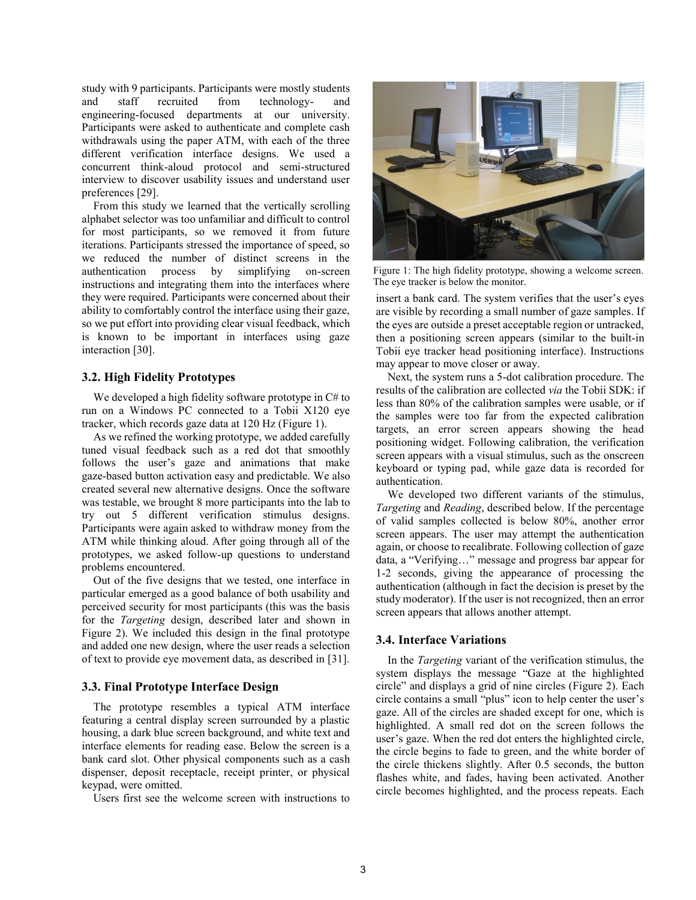study with 9 participants. Participants were mostly students and staff recruited from technology- and engineering-focused departments at our university. Participants were asked to authenticate and complete cash withdrawals using the paper ATM, with each of the three different verification interface designs. We used a concurrent think-aloud protocol and semi-structured interview to discover usability issues and understand user preferences [29].

From this study we learned that the vertically scrolling alphabet selector was too unfamiliar and difficult to control for most participants, so we removed it from future iterations. Participants stressed the importance of speed, so we reduced the number of distinct screens in the authentication process by simplifying on-screen instructions and integrating them into the interfaces where they were required. Participants were concerned about their ability to comfortably control the interface using their gaze, so we put effort into providing clear visual feedback, which is known to be important in interfaces using gaze interaction [30].

### 3.2. High Fidelity Prototypes

We developed a high fidelity software prototype in C# to run on a Windows PC connected to a Tobii X120 eye tracker, which records gaze data at 120 Hz (Figure 1).

As we refined the working prototype, we added carefully tuned visual feedback such as a red dot that smoothly follows the user's gaze and animations that make gaze-based button activation easy and predictable. We also created several new alternative designs. Once the software was testable, we brought 8 more participants into the lab to try out 5 different verification stimulus designs. Participants were again asked to withdraw money from the ATM while thinking aloud. After going through all of the prototypes, we asked follow-up questions to understand problems encountered.

Out of the five designs that we tested, one interface in particular emerged as a good balance of both usability and perceived security for most participants (this was the basis for the *Targeting* design, described later and shown in Figure 2). We included this design in the final prototype and added one new design, where the user reads a selection of text to provide eye movement data, as described in [31].

### 3.3. Final Prototype Interface Design

The prototype resembles a typical ATM interface featuring a central display screen surrounded by a plastic housing, a dark blue screen background, and white text and interface elements for reading ease. Below the screen is a bank card slot. Other physical components such as a cash dispenser, deposit receptacle, receipt printer, or physical keypad, were omitted.

Users first see the welcome screen with instructions to insert a bank card. The system verifies that the user's eyes are visible by recording a small number of gaze samples. If the eyes are outside a preset acceptable region or untracked, then a positioning screen appears (similar to the built-in Tobii eye tracker head positioning interface). Instructions may appear to move closer or away.

Figure 1: The high fidelity prototype, showing a welcome screen. The eye tracker is below the monitor.

Next, the system runs a 5-dot calibration procedure. The results of the calibration are collected *via* the Tobii SDK: if less than 80% of the calibration samples were usable, or if the samples were too far from the expected calibration targets, an error screen appears showing the head positioning widget. Following calibration, the verification screen appears with a visual stimulus, such as the onscreen keyboard or typing pad, while gaze data is recorded for authentication.

We developed two different variants of the stimulus, *Targeting* and *Reading*, described below. If the percentage of valid samples collected is below 80%, another error screen appears. The user may attempt the authentication again, or choose to recalibrate. Following collection of gaze data, a "Verifying…" message and progress bar appear for 1-2 seconds, giving the appearance of processing the authentication (although in fact the decision is preset by the study moderator). If the user is not recognized, then an error screen appears that allows another attempt.

### 3.4. Interface Variations

In the *Targeting* variant of the verification stimulus, the system displays the message "Gaze at the highlighted circle" and displays a grid of nine circles (Figure 2). Each circle contains a small "plus" icon to help center the user's gaze. All of the circles are shaded except for one, which is highlighted. A small red dot on the screen follows the user's gaze. When the red dot enters the highlighted circle, the circle begins to fade to green, and the white border of the circle thickens slightly. After 0.5 seconds, the button flashes white, and fades, having been activated. Another circle becomes highlighted, and the process repeats. Each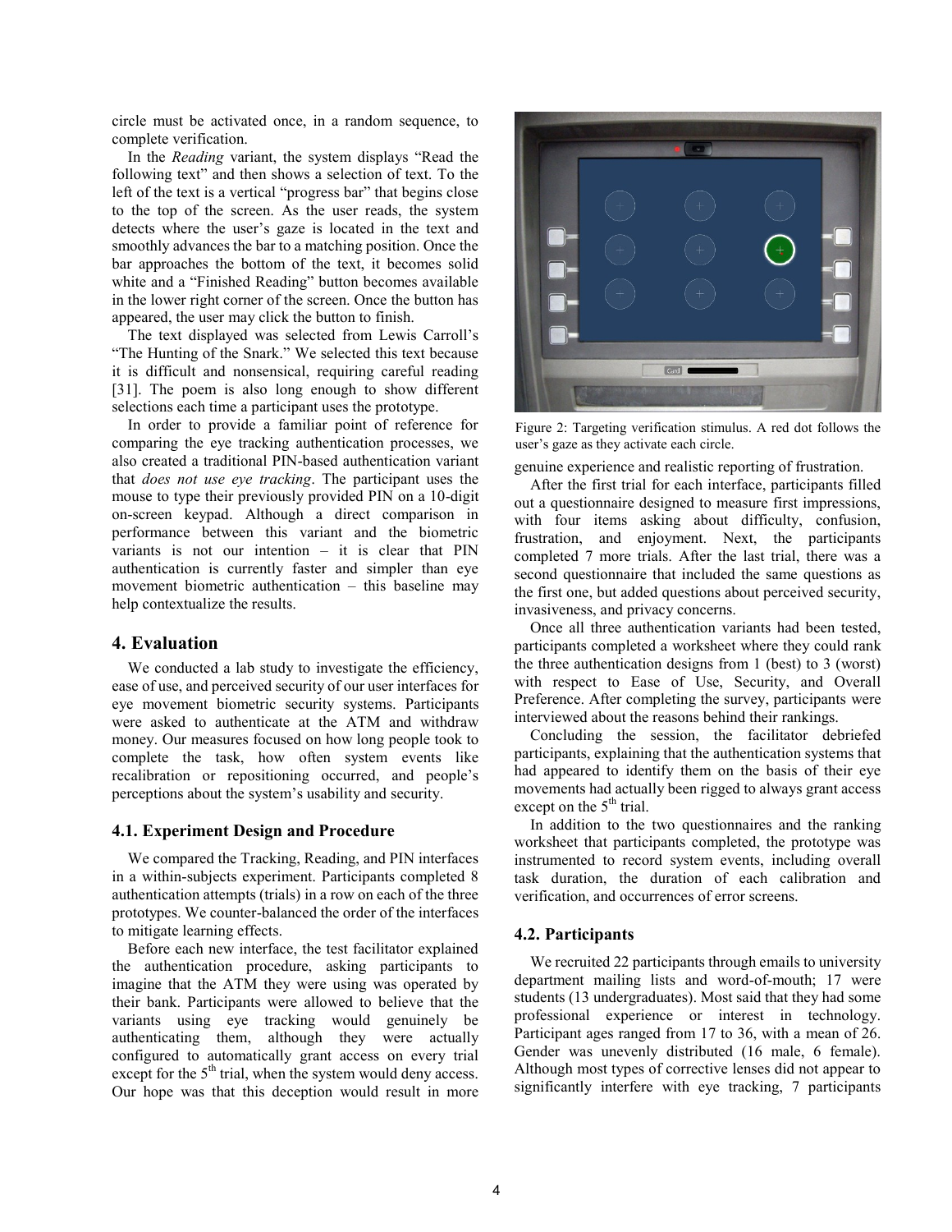circle must be activated once, in a random sequence, to complete verification.

In the *Reading* variant, the system displays "Read the following text" and then shows a selection of text. To the left of the text is a vertical "progress bar" that begins close to the top of the screen. As the user reads, the system detects where the user's gaze is located in the text and smoothly advances the bar to a matching position. Once the bar approaches the bottom of the text, it becomes solid white and a "Finished Reading" button becomes available in the lower right corner of the screen. Once the button has appeared, the user may click the button to finish.

The text displayed was selected from Lewis Carroll's "The Hunting of the Snark." We selected this text because it is difficult and nonsensical, requiring careful reading [31]. The poem is also long enough to show different selections each time a participant uses the prototype.

In order to provide a familiar point of reference for comparing the eye tracking authentication processes, we also created a traditional PIN-based authentication variant that *does not use eye tracking*. The participant uses the mouse to type their previously provided PIN on a 10-digit on-screen keypad. Although a direct comparison in performance between this variant and the biometric variants is not our intention – it is clear that PIN authentication is currently faster and simpler than eye movement biometric authentication – this baseline may help contextualize the results.

## 4. Evaluation

We conducted a lab study to investigate the efficiency, ease of use, and perceived security of our user interfaces for eye movement biometric security systems. Participants were asked to authenticate at the ATM and withdraw money. Our measures focused on how long people took to complete the task, how often system events like recalibration or repositioning occurred, and people's perceptions about the system's usability and security.

### 4.1. Experiment Design and Procedure

We compared the Tracking, Reading, and PIN interfaces in a within-subjects experiment. Participants completed 8 authentication attempts (trials) in a row on each of the three prototypes. We counter-balanced the order of the interfaces to mitigate learning effects.

Before each new interface, the test facilitator explained the authentication procedure, asking participants to imagine that the ATM they were using was operated by their bank. Participants were allowed to believe that the variants using eye tracking would genuinely be authenticating them, although they were actually configured to automatically grant access on every trial except for the 5th trial, when the system would deny access. Our hope was that this deception would result in more genuine experience and realistic reporting of frustration.

Figure 2: Targeting verification stimulus. A red dot follows the user's gaze as they activate each circle.

After the first trial for each interface, participants filled out a questionnaire designed to measure first impressions, with four items asking about difficulty, confusion, frustration, and enjoyment. Next, the participants completed 7 more trials. After the last trial, there was a second questionnaire that included the same questions as the first one, but added questions about perceived security, invasiveness, and privacy concerns.

Once all three authentication variants had been tested, participants completed a worksheet where they could rank the three authentication designs from 1 (best) to 3 (worst) with respect to Ease of Use, Security, and Overall Preference. After completing the survey, participants were interviewed about the reasons behind their rankings.

Concluding the session, the facilitator debriefed participants, explaining that the authentication systems that had appeared to identify them on the basis of their eye movements had actually been rigged to always grant access except on the 5th trial.

In addition to the two questionnaires and the ranking worksheet that participants completed, the prototype was instrumented to record system events, including overall task duration, the duration of each calibration and verification, and occurrences of error screens.

### 4.2. Participants

We recruited 22 participants through emails to university department mailing lists and word-of-mouth; 17 were students (13 undergraduates). Most said that they had some professional experience or interest in technology. Participant ages ranged from 17 to 36, with a mean of 26. Gender was unevenly distributed (16 male, 6 female). Although most types of corrective lenses did not appear to significantly interfere with eye tracking, 7 participants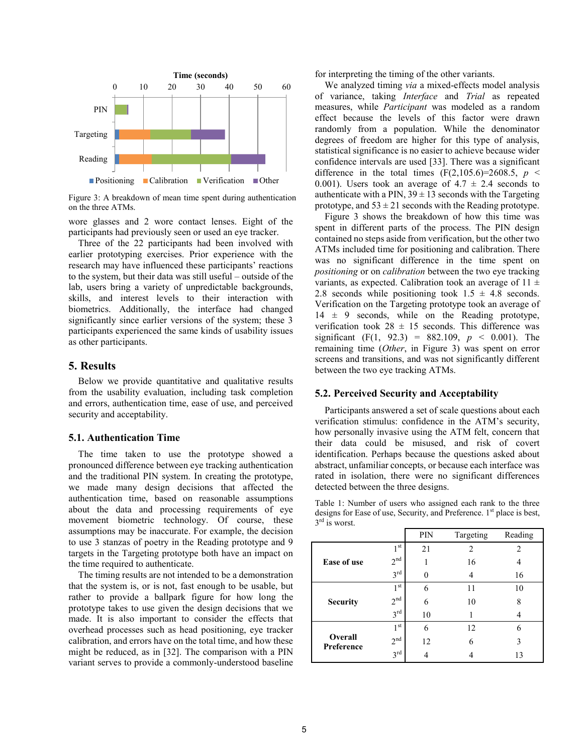Figure 3: A breakdown of mean time spent during authentication on the three ATMs.

wore glasses and 2 wore contact lenses. Eight of the participants had previously seen or used an eye tracker.

Three of the 22 participants had been involved with earlier prototyping exercises. Prior experience with the research may have influenced these participants' reactions to the system, but their data was still useful – outside of the lab, users bring a variety of unpredictable backgrounds, skills, and interest levels to their interaction with biometrics. Additionally, the interface had changed significantly since earlier versions of the system; these 3 participants experienced the same kinds of usability issues as other participants.

## 5. Results

Below we provide quantitative and qualitative results from the usability evaluation, including task completion and errors, authentication time, ease of use, and perceived security and acceptability.

### 5.1. Authentication Time

The time taken to use the prototype showed a pronounced difference between eye tracking authentication and the traditional PIN system. In creating the prototype, we made many design decisions that affected the authentication time, based on reasonable assumptions about the data and processing requirements of eye movement biometric technology. Of course, these assumptions may be inaccurate. For example, the decision to use 3 stanzas of poetry in the Reading prototype and 9 targets in the Targeting prototype both have an impact on the time required to authenticate.

The timing results are not intended to be a demonstration that the system is, or is not, fast enough to be usable, but rather to provide a ballpark figure for how long the prototype takes to use given the design decisions that we made. It is also important to consider the effects that overhead processes such as head positioning, eye tracker calibration, and errors have on the total time, and how these might be reduced, as in [32]. The comparison with a PIN variant serves to provide a commonly-understood baseline for interpreting the timing of the other variants.

We analyzed timing *via* a mixed-effects model analysis of variance, taking *Interface* and *Trial* as repeated measures, while *Participant* was modeled as a random effect because the levels of this factor were drawn randomly from a population. While the denominator degrees of freedom are higher for this type of analysis, statistical significance is no easier to achieve because wider confidence intervals are used [33]. There was a significant difference in the total times ($F(2,105.6)=2608.5$, $p < 0.001$). Users took an average of $4.7 \pm 2.4$ seconds to authenticate with a PIN, $39 \pm 13$ seconds with the Targeting prototype, and $53 \pm 21$ seconds with the Reading prototype.

Figure 3 shows the breakdown of how this time was spent in different parts of the process. The PIN design contained no steps aside from verification, but the other two ATMs included time for positioning and calibration. There was no significant difference in the time spent on *positioning* or on *calibration* between the two eye tracking variants, as expected. Calibration took an average of $11 \pm 2.8$ seconds while positioning took $1.5 \pm 4.8$ seconds. Verification on the Targeting prototype took an average of $14 \pm 9$ seconds, while on the Reading prototype, verification took $28 \pm 15$ seconds. This difference was significant ($F(1, 92.3) = 882.109$, $p < 0.001$). The remaining time (*Other*, in Figure 3) was spent on error screens and transitions, and was not significantly different between the two eye tracking ATMs.

### 5.2. Perceived Security and Acceptability

Participants answered a set of scale questions about each verification stimulus: confidence in the ATM's security, how personally invasive using the ATM felt, concern that their data could be misused, and risk of covert identification. Perhaps because the questions asked about abstract, unfamiliar concepts, or because each interface was rated in isolation, there were no significant differences detected between the three designs.

Table 1: Number of users who assigned each rank to the three designs for Ease of use, Security, and Preference. 1st place is best, 3rd is worst.

| | | PIN | Targeting | Reading |
|---|---|---|---|---|
| **Ease of use** | 1st | 21 | 2 | 2 |
| | 2nd | 1 | 16 | 4 |
| | 3rd | 0 | 4 | 16 |
| **Security** | 1st | 6 | 11 | 10 |
| | 2nd | 6 | 10 | 8 |
| | 3rd | 10 | 1 | 4 |
| **Overall Preference** | 1st | 6 | 12 | 6 |
| | 2nd | 12 | 6 | 3 |
| | 3rd | 4 | 4 | 13 |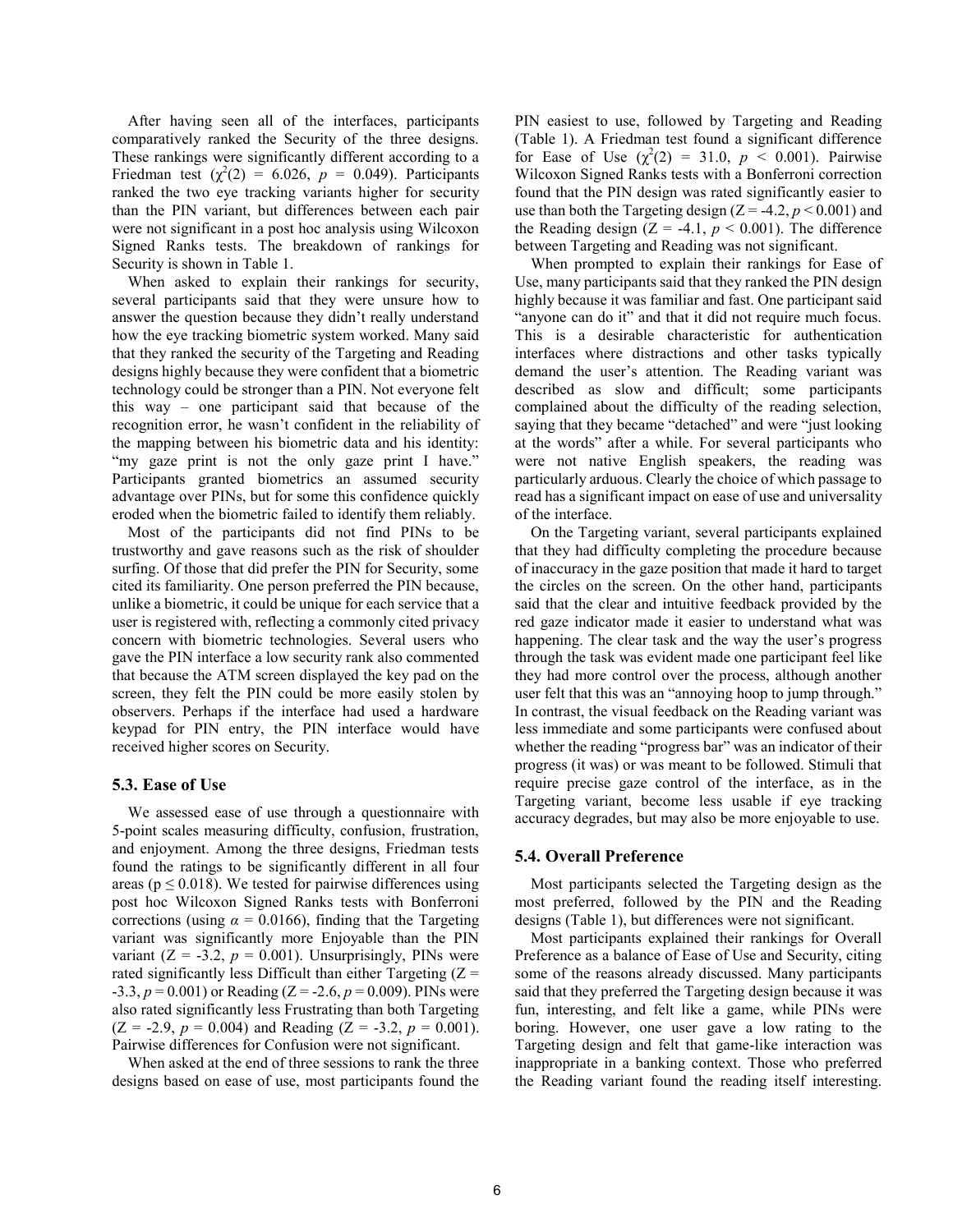After having seen all of the interfaces, participants comparatively ranked the Security of the three designs. These rankings were significantly different according to a Friedman test ($\chi^2(2) = 6.026$, $p = 0.049$). Participants ranked the two eye tracking variants higher for security than the PIN variant, but differences between each pair were not significant in a post hoc analysis using Wilcoxon Signed Ranks tests. The breakdown of rankings for Security is shown in Table 1.

When asked to explain their rankings for security, several participants said that they were unsure how to answer the question because they didn't really understand how the eye tracking biometric system worked. Many said that they ranked the security of the Targeting and Reading designs highly because they were confident that a biometric technology could be stronger than a PIN. Not everyone felt this way – one participant said that because of the recognition error, he wasn't confident in the reliability of the mapping between his biometric data and his identity: "my gaze print is not the only gaze print I have." Participants granted biometrics an assumed security advantage over PINs, but for some this confidence quickly eroded when the biometric failed to identify them reliably.

Most of the participants did not find PINs to be trustworthy and gave reasons such as the risk of shoulder surfing. Of those that did prefer the PIN for Security, some cited its familiarity. One person preferred the PIN because, unlike a biometric, it could be unique for each service that a user is registered with, reflecting a commonly cited privacy concern with biometric technologies. Several users who gave the PIN interface a low security rank also commented that because the ATM screen displayed the key pad on the screen, they felt the PIN could be more easily stolen by observers. Perhaps if the interface had used a hardware keypad for PIN entry, the PIN interface would have received higher scores on Security.

### 5.3. Ease of Use

We assessed ease of use through a questionnaire with 5-point scales measuring difficulty, confusion, frustration, and enjoyment. Among the three designs, Friedman tests found the ratings to be significantly different in all four areas ($p \leq 0.018$). We tested for pairwise differences using post hoc Wilcoxon Signed Ranks tests with Bonferroni corrections (using $\alpha = 0.0166$), finding that the Targeting variant was significantly more Enjoyable than the PIN variant ($Z = -3.2$, $p = 0.001$). Unsurprisingly, PINs were rated significantly less Difficult than either Targeting ($Z = -3.3$, $p = 0.001$) or Reading ($Z = -2.6$, $p = 0.009$). PINs were also rated significantly less Frustrating than both Targeting ($Z = -2.9$, $p = 0.004$) and Reading ($Z = -3.2$, $p = 0.001$). Pairwise differences for Confusion were not significant.

When asked at the end of three sessions to rank the three designs based on ease of use, most participants found the PIN easiest to use, followed by Targeting and Reading (Table 1). A Friedman test found a significant difference for Ease of Use ($\chi^2(2) = 31.0$, $p < 0.001$). Pairwise Wilcoxon Signed Ranks tests with a Bonferroni correction found that the PIN design was rated significantly easier to use than both the Targeting design ($Z = -4.2$, $p < 0.001$) and the Reading design ($Z = -4.1$, $p < 0.001$). The difference between Targeting and Reading was not significant.

When prompted to explain their rankings for Ease of Use, many participants said that they ranked the PIN design highly because it was familiar and fast. One participant said "anyone can do it" and that it did not require much focus. This is a desirable characteristic for authentication interfaces where distractions and other tasks typically demand the user's attention. The Reading variant was described as slow and difficult; some participants complained about the difficulty of the reading selection, saying that they became "detached" and were "just looking at the words" after a while. For several participants who were not native English speakers, the reading was particularly arduous. Clearly the choice of which passage to read has a significant impact on ease of use and universality of the interface.

On the Targeting variant, several participants explained that they had difficulty completing the procedure because of inaccuracy in the gaze position that made it hard to target the circles on the screen. On the other hand, participants said that the clear and intuitive feedback provided by the red gaze indicator made it easier to understand what was happening. The clear task and the way the user's progress through the task was evident made one participant feel like they had more control over the process, although another user felt that this was an "annoying hoop to jump through." In contrast, the visual feedback on the Reading variant was less immediate and some participants were confused about whether the reading "progress bar" was an indicator of their progress (it was) or was meant to be followed. Stimuli that require precise gaze control of the interface, as in the Targeting variant, become less usable if eye tracking accuracy degrades, but may also be more enjoyable to use.

### 5.4. Overall Preference

Most participants selected the Targeting design as the most preferred, followed by the PIN and the Reading designs (Table 1), but differences were not significant.

Most participants explained their rankings for Overall Preference as a balance of Ease of Use and Security, citing some of the reasons already discussed. Many participants said that they preferred the Targeting design because it was fun, interesting, and felt like a game, while PINs were boring. However, one user gave a low rating to the Targeting design and felt that game-like interaction was inappropriate in a banking context. Those who preferred the Reading variant found the reading itself interesting.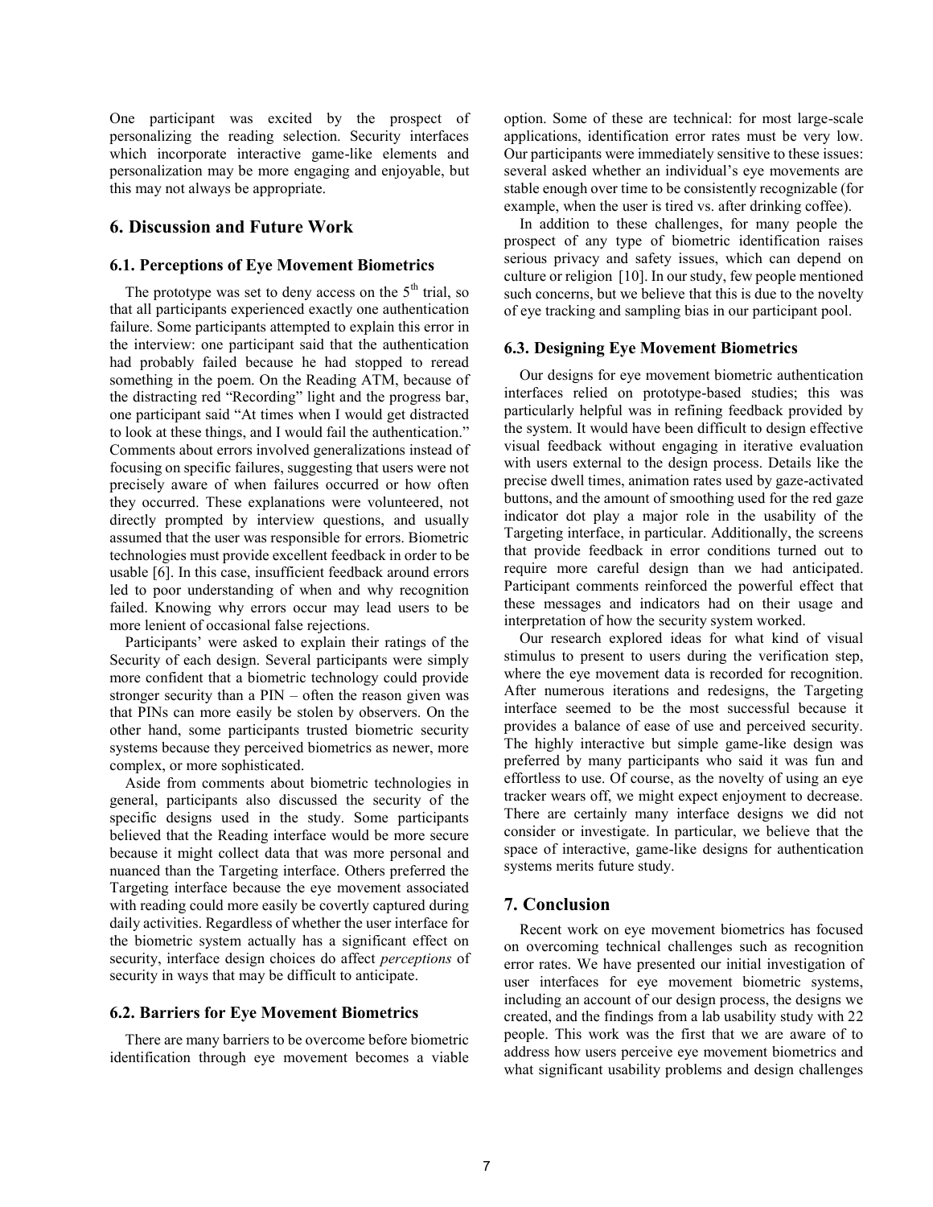One participant was excited by the prospect of personalizing the reading selection. Security interfaces which incorporate interactive game-like elements and personalization may be more engaging and enjoyable, but this may not always be appropriate.

## 6. Discussion and Future Work

### 6.1. Perceptions of Eye Movement Biometrics

The prototype was set to deny access on the 5th trial, so that all participants experienced exactly one authentication failure. Some participants attempted to explain this error in the interview: one participant said that the authentication had probably failed because he had stopped to reread something in the poem. On the Reading ATM, because of the distracting red "Recording" light and the progress bar, one participant said "At times when I would get distracted to look at these things, and I would fail the authentication." Comments about errors involved generalizations instead of focusing on specific failures, suggesting that users were not precisely aware of when failures occurred or how often they occurred. These explanations were volunteered, not directly prompted by interview questions, and usually assumed that the user was responsible for errors. Biometric technologies must provide excellent feedback in order to be usable [6]. In this case, insufficient feedback around errors led to poor understanding of when and why recognition failed. Knowing why errors occur may lead users to be more lenient of occasional false rejections.

Participants' were asked to explain their ratings of the Security of each design. Several participants were simply more confident that a biometric technology could provide stronger security than a PIN – often the reason given was that PINs can more easily be stolen by observers. On the other hand, some participants trusted biometric security systems because they perceived biometrics as newer, more complex, or more sophisticated.

Aside from comments about biometric technologies in general, participants also discussed the security of the specific designs used in the study. Some participants believed that the Reading interface would be more secure because it might collect data that was more personal and nuanced than the Targeting interface. Others preferred the Targeting interface because the eye movement associated with reading could more easily be covertly captured during daily activities. Regardless of whether the user interface for the biometric system actually has a significant effect on security, interface design choices do affect *perceptions* of security in ways that may be difficult to anticipate.

### 6.2. Barriers for Eye Movement Biometrics

There are many barriers to be overcome before biometric identification through eye movement becomes a viable option. Some of these are technical: for most large-scale applications, identification error rates must be very low. Our participants were immediately sensitive to these issues: several asked whether an individual's eye movements are stable enough over time to be consistently recognizable (for example, when the user is tired vs. after drinking coffee).

In addition to these challenges, for many people the prospect of any type of biometric identification raises serious privacy and safety issues, which can depend on culture or religion [10]. In our study, few people mentioned such concerns, but we believe that this is due to the novelty of eye tracking and sampling bias in our participant pool.

### 6.3. Designing Eye Movement Biometrics

Our designs for eye movement biometric authentication interfaces relied on prototype-based studies; this was particularly helpful was in refining feedback provided by the system. It would have been difficult to design effective visual feedback without engaging in iterative evaluation with users external to the design process. Details like the precise dwell times, animation rates used by gaze-activated buttons, and the amount of smoothing used for the red gaze indicator dot play a major role in the usability of the Targeting interface, in particular. Additionally, the screens that provide feedback in error conditions turned out to require more careful design than we had anticipated. Participant comments reinforced the powerful effect that these messages and indicators had on their usage and interpretation of how the security system worked.

Our research explored ideas for what kind of visual stimulus to present to users during the verification step, where the eye movement data is recorded for recognition. After numerous iterations and redesigns, the Targeting interface seemed to be the most successful because it provides a balance of ease of use and perceived security. The highly interactive but simple game-like design was preferred by many participants who said it was fun and effortless to use. Of course, as the novelty of using an eye tracker wears off, we might expect enjoyment to decrease. There are certainly many interface designs we did not consider or investigate. In particular, we believe that the space of interactive, game-like designs for authentication systems merits future study.

## 7. Conclusion

Recent work on eye movement biometrics has focused on overcoming technical challenges such as recognition error rates. We have presented our initial investigation of user interfaces for eye movement biometric systems, including an account of our design process, the designs we created, and the findings from a lab usability study with 22 people. This work was the first that we are aware of to address how users perceive eye movement biometrics and what significant usability problems and design challenges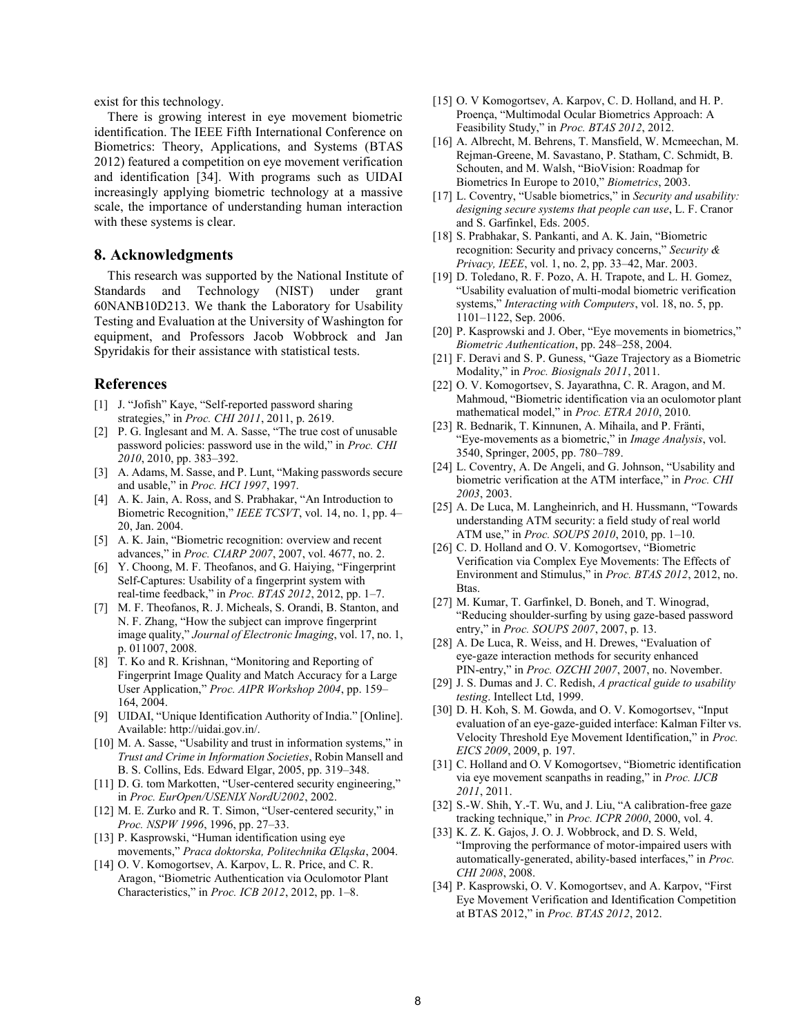exist for this technology.

There is growing interest in eye movement biometric identification. The IEEE Fifth International Conference on Biometrics: Theory, Applications, and Systems (BTAS 2012) featured a competition on eye movement verification and identification [34]. With programs such as UIDAI increasingly applying biometric technology at a massive scale, the importance of understanding human interaction with these systems is clear.

## 8. Acknowledgments

This research was supported by the National Institute of Standards and Technology (NIST) under grant 60NANB10D213. We thank the Laboratory for Usability Testing and Evaluation at the University of Washington for equipment, and Professors Jacob Wobbrock and Jan Spyridakis for their assistance with statistical tests.

## References

[1] J. "Jofish" Kaye, "Self-reported password sharing strategies," in *Proc. CHI 2011*, 2011, p. 2619.

[2] P. G. Inglesant and M. A. Sasse, "The true cost of unusable password policies: password use in the wild," in *Proc. CHI 2010*, 2010, pp. 383–392.

[3] A. Adams, M. Sasse, and P. Lunt, "Making passwords secure and usable," in *Proc. HCI 1997*, 1997.

[4] A. K. Jain, A. Ross, and S. Prabhakar, "An Introduction to Biometric Recognition," *IEEE TCSVT*, vol. 14, no. 1, pp. 4–20, Jan. 2004.

[5] A. K. Jain, "Biometric recognition: overview and recent advances," in *Proc. CIARP 2007*, 2007, vol. 4677, no. 2.

[6] Y. Choong, M. F. Theofanos, and G. Haiying, "Fingerprint Self-Captures: Usability of a fingerprint system with real-time feedback," in *Proc. BTAS 2012*, 2012, pp. 1–7.

[7] M. F. Theofanos, R. J. Micheals, S. Orandi, B. Stanton, and N. F. Zhang, "How the subject can improve fingerprint image quality," *Journal of Electronic Imaging*, vol. 17, no. 1, p. 011007, 2008.

[8] T. Ko and R. Krishnan, "Monitoring and Reporting of Fingerprint Image Quality and Match Accuracy for a Large User Application," *Proc. AIPR Workshop 2004*, pp. 159–164, 2004.

[9] UIDAI, "Unique Identification Authority of India." [Online]. Available: http://uidai.gov.in/.

[10] M. A. Sasse, "Usability and trust in information systems," in *Trust and Crime in Information Societies*, Robin Mansell and B. S. Collins, Eds. Edward Elgar, 2005, pp. 319–348.

[11] D. G. tom Markotten, "User-centered security engineering," in *Proc. EurOpen/USENIX NordU2002*, 2002.

[12] M. E. Zurko and R. T. Simon, "User-centered security," in *Proc. NSPW 1996*, 1996, pp. 27–33.

[13] P. Kasprowski, "Human identification using eye movements," *Praca doktorska, Politechnika Œląska*, 2004.

[14] O. V. Komogortsev, A. Karpov, L. R. Price, and C. R. Aragon, "Biometric Authentication via Oculomotor Plant Characteristics," in *Proc. ICB 2012*, 2012, pp. 1–8.

[15] O. V Komogortsev, A. Karpov, C. D. Holland, and H. P. Proença, "Multimodal Ocular Biometrics Approach: A Feasibility Study," in *Proc. BTAS 2012*, 2012.

[16] A. Albrecht, M. Behrens, T. Mansfield, W. Mcmeechan, M. Rejman-Greene, M. Savastano, P. Statham, C. Schmidt, B. Schouten, and M. Walsh, "BioVision: Roadmap for Biometrics In Europe to 2010," *Biometrics*, 2003.

[17] L. Coventry, "Usable biometrics," in *Security and usability: designing secure systems that people can use*, L. F. Cranor and S. Garfinkel, Eds. 2005.

[18] S. Prabhakar, S. Pankanti, and A. K. Jain, "Biometric recognition: Security and privacy concerns," *Security & Privacy, IEEE*, vol. 1, no. 2, pp. 33–42, Mar. 2003.

[19] D. Toledano, R. F. Pozo, A. H. Trapote, and L. H. Gomez, "Usability evaluation of multi-modal biometric verification systems," *Interacting with Computers*, vol. 18, no. 5, pp. 1101–1122, Sep. 2006.

[20] P. Kasprowski and J. Ober, "Eye movements in biometrics," *Biometric Authentication*, pp. 248–258, 2004.

[21] F. Deravi and S. P. Guness, "Gaze Trajectory as a Biometric Modality," in *Proc. Biosignals 2011*, 2011.

[22] O. V. Komogortsev, S. Jayarathna, C. R. Aragon, and M. Mahmoud, "Biometric identification via an oculomotor plant mathematical model," in *Proc. ETRA 2010*, 2010.

[23] R. Bednarik, T. Kinnunen, A. Mihaila, and P. Fränti, "Eye-movements as a biometric," in *Image Analysis*, vol. 3540, Springer, 2005, pp. 780–789.

[24] L. Coventry, A. De Angeli, and G. Johnson, "Usability and biometric verification at the ATM interface," in *Proc. CHI 2003*, 2003.

[25] A. De Luca, M. Langheinrich, and H. Hussmann, "Towards understanding ATM security: a field study of real world ATM use," in *Proc. SOUPS 2010*, 2010, pp. 1–10.

[26] C. D. Holland and O. V. Komogortsev, "Biometric Verification via Complex Eye Movements: The Effects of Environment and Stimulus," in *Proc. BTAS 2012*, 2012, no. Btas.

[27] M. Kumar, T. Garfinkel, D. Boneh, and T. Winograd, "Reducing shoulder-surfing by using gaze-based password entry," in *Proc. SOUPS 2007*, 2007, p. 13.

[28] A. De Luca, R. Weiss, and H. Drewes, "Evaluation of eye-gaze interaction methods for security enhanced PIN-entry," in *Proc. OZCHI 2007*, 2007, no. November.

[29] J. S. Dumas and J. C. Redish, *A practical guide to usability testing*. Intellect Ltd, 1999.

[30] D. H. Koh, S. M. Gowda, and O. V. Komogortsev, "Input evaluation of an eye-gaze-guided interface: Kalman Filter vs. Velocity Threshold Eye Movement Identification," in *Proc. EICS 2009*, 2009, p. 197.

[31] C. Holland and O. V Komogortsev, "Biometric identification via eye movement scanpaths in reading," in *Proc. IJCB 2011*, 2011.

[32] S.-W. Shih, Y.-T. Wu, and J. Liu, "A calibration-free gaze tracking technique," in *Proc. ICPR 2000*, 2000, vol. 4.

[33] K. Z. K. Gajos, J. O. J. Wobbrock, and D. S. Weld, "Improving the performance of motor-impaired users with automatically-generated, ability-based interfaces," in *Proc. CHI 2008*, 2008.

[34] P. Kasprowski, O. V. Komogortsev, and A. Karpov, "First Eye Movement Verification and Identification Competition at BTAS 2012," in *Proc. BTAS 2012*, 2012.